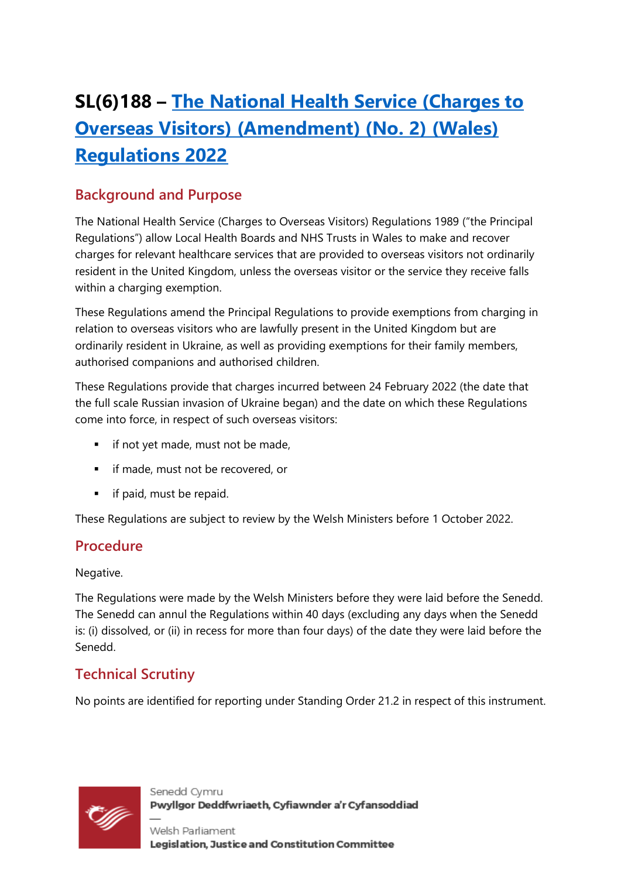# SL(6)188 – The National Health Service (Charges to Overseas Visitors) (Amendment) (No. 2) (Wales) Regulations 2022

## Background and Purpose

The National Health Service (Charges to Overseas Visitors) Regulations 1989 ("the Principal Regulations") allow Local Health Boards and NHS Trusts in Wales to make and recover charges for relevant healthcare services that are provided to overseas visitors not ordinarily resident in the United Kingdom, unless the overseas visitor or the service they receive falls within a charging exemption.

These Regulations amend the Principal Regulations to provide exemptions from charging in relation to overseas visitors who are lawfully present in the United Kingdom but are ordinarily resident in Ukraine, as well as providing exemptions for their family members, authorised companions and authorised children.

These Regulations provide that charges incurred between 24 February 2022 (the date that the full scale Russian invasion of Ukraine began) and the date on which these Regulations come into force, in respect of such overseas visitors:

- if not yet made, must not be made,
- if made, must not be recovered, or
- if paid, must be repaid.

These Regulations are subject to review by the Welsh Ministers before 1 October 2022.

## Procedure

Negative.

The Regulations were made by the Welsh Ministers before they were laid before the Senedd. The Senedd can annul the Regulations within 40 days (excluding any days when the Senedd is: (i) dissolved, or (ii) in recess for more than four days) of the date they were laid before the Senedd.

## Technical Scrutiny

No points are identified for reporting under Standing Order 21.2 in respect of this instrument.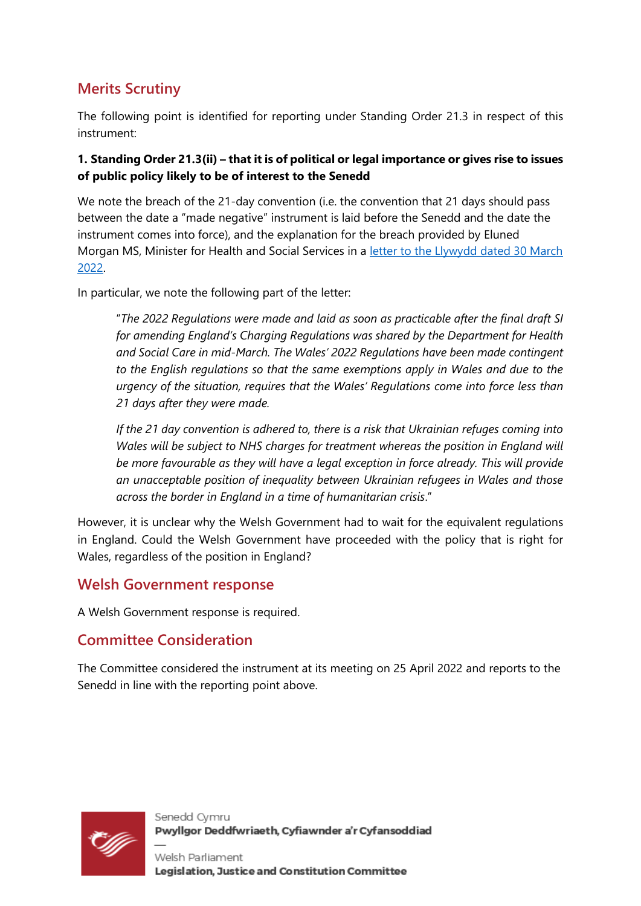## Merits Scrutiny

The following point is identified for reporting under Standing Order 21.3 in respect of this instrument:

**1. Standing Order 21.3(ii) – that it is of political or legal importance or gives rise to issues of public policy likely to be of interest to the Senedd**

We note the breach of the 21-day convention (i.e. the convention that 21 days should pass between the date a "made negative" instrument is laid before the Senedd and the date the instrument comes into force), and the explanation for the breach provided by Eluned Morgan MS, Minister for Health and Social Services in a letter to the Llywydd dated 30 March 2022.

In particular, we note the following part of the letter:

> "*The 2022 Regulations were made and laid as soon as practicable after the final draft SI for amending England's Charging Regulations was shared by the Department for Health and Social Care in mid-March. The Wales' 2022 Regulations have been made contingent to the English regulations so that the same exemptions apply in Wales and due to the urgency of the situation, requires that the Wales' Regulations come into force less than 21 days after they were made.*
>
> *If the 21 day convention is adhered to, there is a risk that Ukrainian refuges coming into Wales will be subject to NHS charges for treatment whereas the position in England will be more favourable as they will have a legal exception in force already. This will provide an unacceptable position of inequality between Ukrainian refugees in Wales and those across the border in England in a time of humanitarian crisis*."

However, it is unclear why the Welsh Government had to wait for the equivalent regulations in England. Could the Welsh Government have proceeded with the policy that is right for Wales, regardless of the position in England?

## Welsh Government response

A Welsh Government response is required.

## Committee Consideration

The Committee considered the instrument at its meeting on 25 April 2022 and reports to the Senedd in line with the reporting point above.